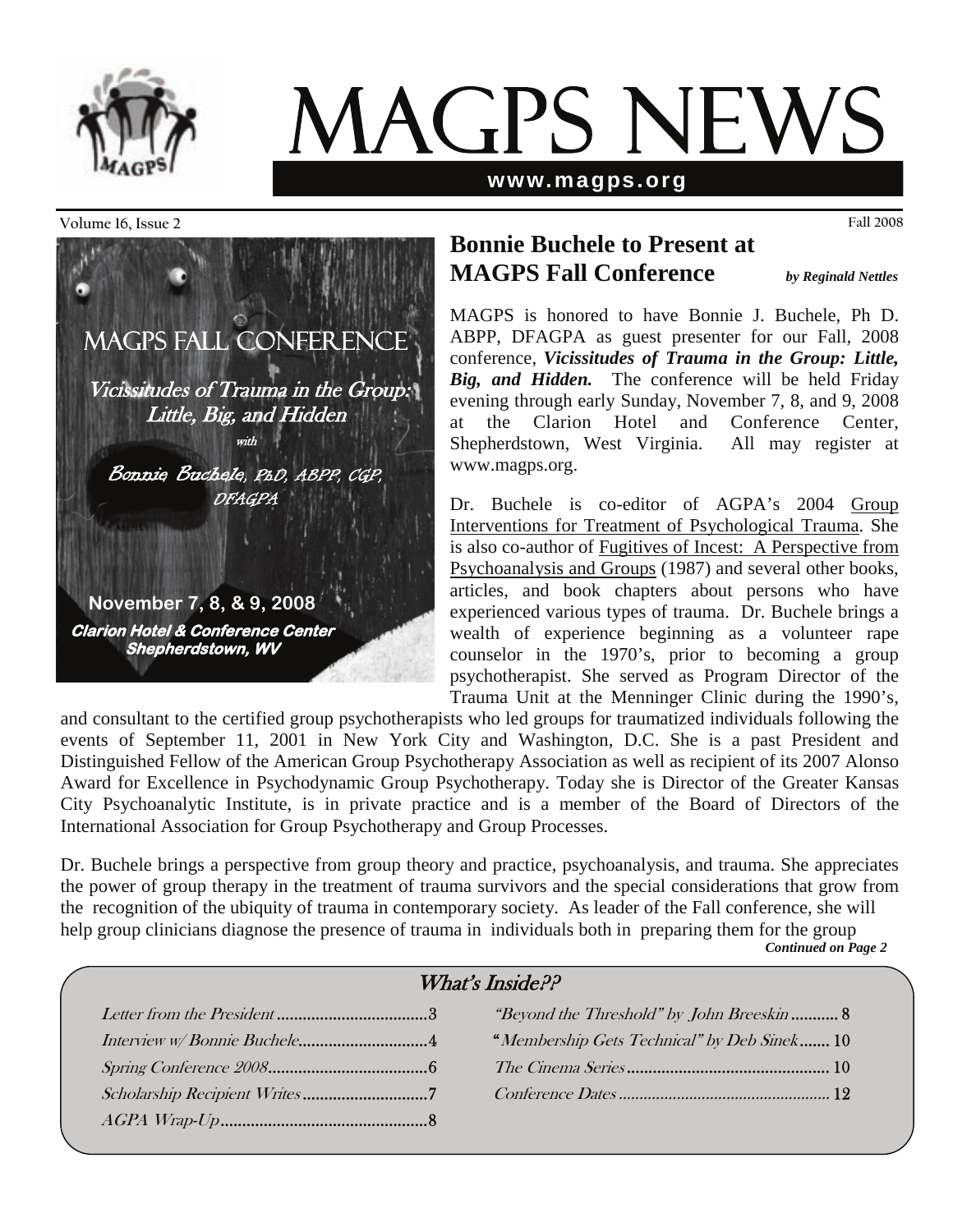# MAGPS NEWS

**www.magps.org**

Volume 16, Issue 2 — Fall 2008

MAGPS FALL CONFERENCE

*Vicissitudes of Trauma in the Group: Little, Big, and Hidden*

*with*

*Bonnie Buchele, PhD, ABPP, CGP, DFAGPA*

**November 7, 8, & 9, 2008**

***Clarion Hotel & Conference Center Shepherdstown, WV***

## Bonnie Buchele to Present at MAGPS Fall Conference

***by Reginald Nettles***

MAGPS is honored to have Bonnie J. Buchele, Ph D. ABPP, DFAGPA as guest presenter for our Fall, 2008 conference, ***Vicissitudes of Trauma in the Group: Little, Big, and Hidden.*** The conference will be held Friday evening through early Sunday, November 7, 8, and 9, 2008 at the Clarion Hotel and Conference Center, Shepherdstown, West Virginia. All may register at www.magps.org.

Dr. Buchele is co-editor of AGPA's 2004 Group Interventions for Treatment of Psychological Trauma. She is also co-author of Fugitives of Incest: A Perspective from Psychoanalysis and Groups (1987) and several other books, articles, and book chapters about persons who have experienced various types of trauma. Dr. Buchele brings a wealth of experience beginning as a volunteer rape counselor in the 1970's, prior to becoming a group psychotherapist. She served as Program Director of the Trauma Unit at the Menninger Clinic during the 1990's, and consultant to the certified group psychotherapists who led groups for traumatized individuals following the events of September 11, 2001 in New York City and Washington, D.C. She is a past President and Distinguished Fellow of the American Group Psychotherapy Association as well as recipient of its 2007 Alonso Award for Excellence in Psychodynamic Group Psychotherapy. Today she is Director of the Greater Kansas City Psychoanalytic Institute, is in private practice and is a member of the Board of Directors of the International Association for Group Psychotherapy and Group Processes.

Dr. Buchele brings a perspective from group theory and practice, psychoanalysis, and trauma. She appreciates the power of group therapy in the treatment of trauma survivors and the special considerations that grow from the recognition of the ubiquity of trauma in contemporary society. As leader of the Fall conference, she will help group clinicians diagnose the presence of trauma in individuals both in preparing them for the group

***Continued on Page 2***

### What's Inside??

- *Letter from the President* .......... 3
- *Interview w/ Bonnie Buchele* .......... 4
- *Spring Conference 2008* .......... 6
- *Scholarship Recipient Writes* .......... 7
- *AGPA Wrap-Up* .......... 8
- *"Beyond the Threshold" by John Breeskin* .......... 8
- *"Membership Gets Technical" by Deb Sinek* .......... 10
- *The Cinema Series* .......... 10
- *Conference Dates* .......... 12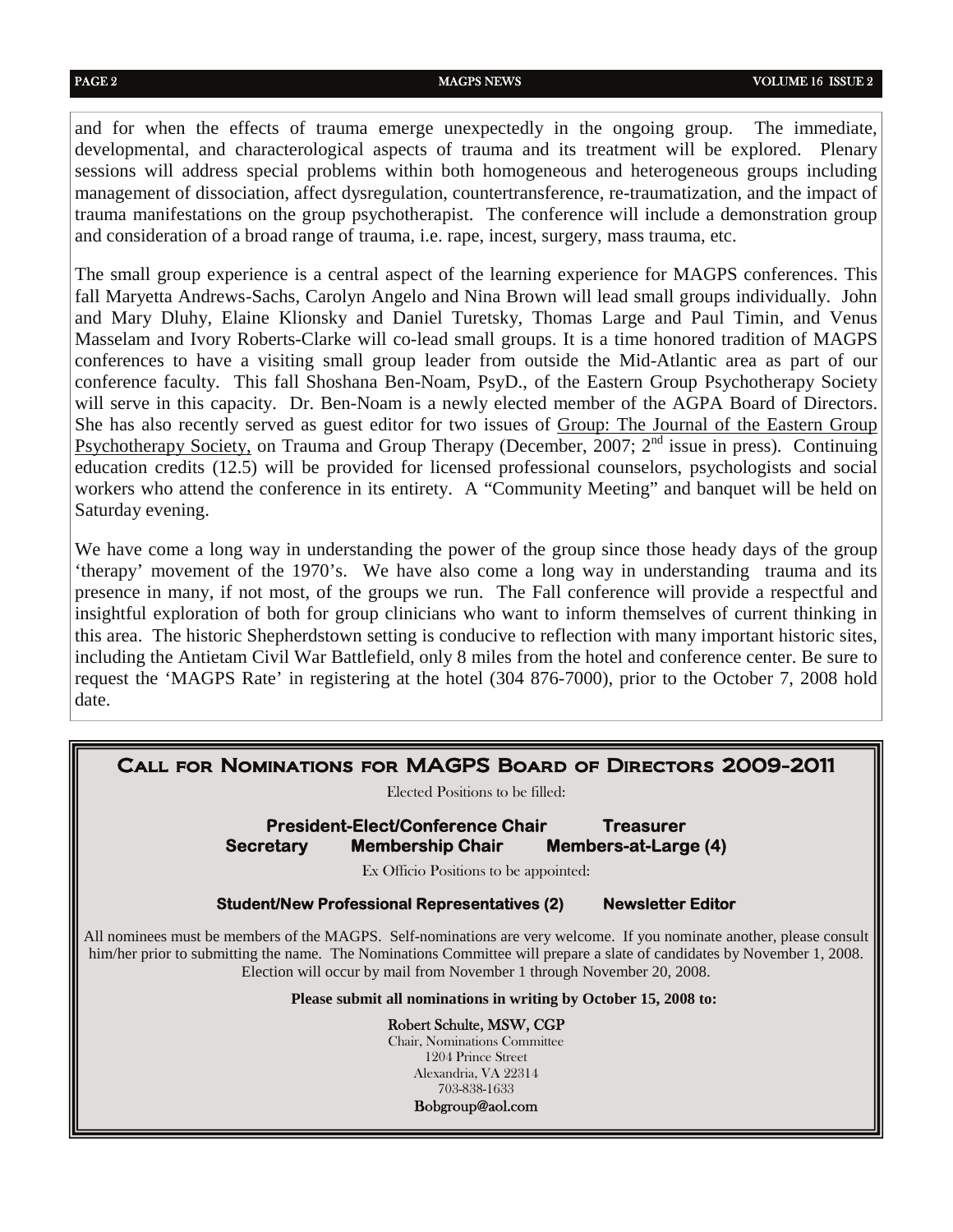and for when the effects of trauma emerge unexpectedly in the ongoing group. The immediate, developmental, and characterological aspects of trauma and its treatment will be explored. Plenary sessions will address special problems within both homogeneous and heterogeneous groups including management of dissociation, affect dysregulation, countertransference, re-traumatization, and the impact of trauma manifestations on the group psychotherapist. The conference will include a demonstration group and consideration of a broad range of trauma, i.e. rape, incest, surgery, mass trauma, etc.

The small group experience is a central aspect of the learning experience for MAGPS conferences. This fall Maryetta Andrews-Sachs, Carolyn Angelo and Nina Brown will lead small groups individually. John and Mary Dluhy, Elaine Klionsky and Daniel Turetsky, Thomas Large and Paul Timin, and Venus Masselam and Ivory Roberts-Clarke will co-lead small groups. It is a time honored tradition of MAGPS conferences to have a visiting small group leader from outside the Mid-Atlantic area as part of our conference faculty. This fall Shoshana Ben-Noam, PsyD., of the Eastern Group Psychotherapy Society will serve in this capacity. Dr. Ben-Noam is a newly elected member of the AGPA Board of Directors. She has also recently served as guest editor for two issues of Group: The Journal of the Eastern Group Psychotherapy Society, on Trauma and Group Therapy (December, 2007; 2nd issue in press). Continuing education credits (12.5) will be provided for licensed professional counselors, psychologists and social workers who attend the conference in its entirety. A "Community Meeting" and banquet will be held on Saturday evening.

We have come a long way in understanding the power of the group since those heady days of the group 'therapy' movement of the 1970's. We have also come a long way in understanding trauma and its presence in many, if not most, of the groups we run. The Fall conference will provide a respectful and insightful exploration of both for group clinicians who want to inform themselves of current thinking in this area. The historic Shepherdstown setting is conducive to reflection with many important historic sites, including the Antietam Civil War Battlefield, only 8 miles from the hotel and conference center. Be sure to request the 'MAGPS Rate' in registering at the hotel (304 876-7000), prior to the October 7, 2008 hold date.

## Call for Nominations for MAGPS Board of Directors 2009-2011

Elected Positions to be filled:

**President-Elect/Conference Chair** **Treasurer**
**Secretary** **Membership Chair** **Members-at-Large (4)**

Ex Officio Positions to be appointed:

**Student/New Professional Representatives (2)** **Newsletter Editor**

All nominees must be members of the MAGPS. Self-nominations are very welcome. If you nominate another, please consult him/her prior to submitting the name. The Nominations Committee will prepare a slate of candidates by November 1, 2008. Election will occur by mail from November 1 through November 20, 2008.

**Please submit all nominations in writing by October 15, 2008 to:**

Robert Schulte, MSW, CGP
Chair, Nominations Committee
1204 Prince Street
Alexandria, VA 22314
703-838-1633
Bobgroup@aol.com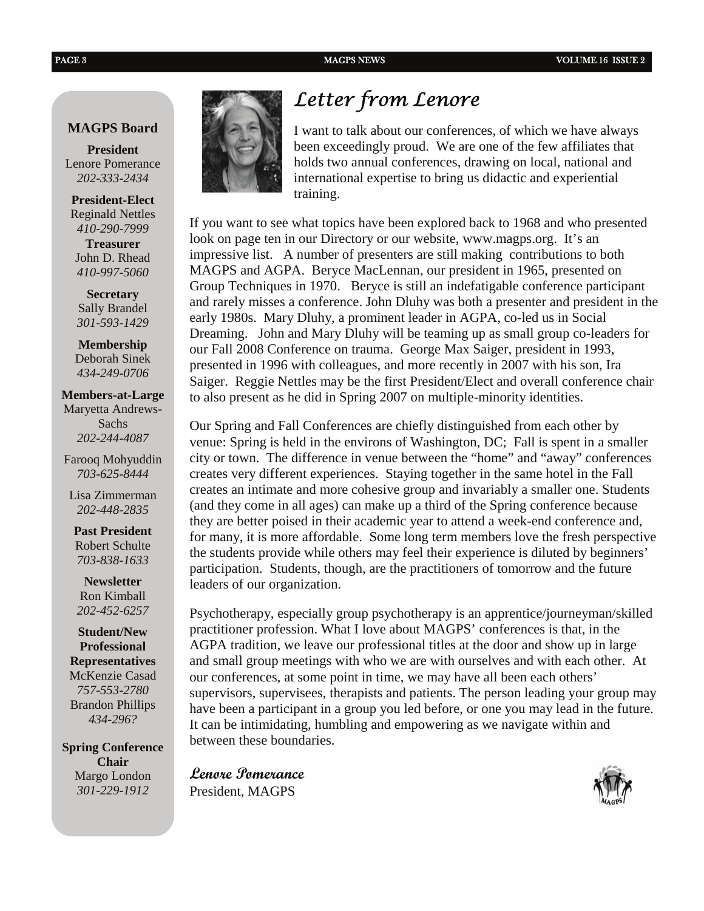## MAGPS Board

**President**
Lenore Pomerance
*202-333-2434*

**President-Elect**
Reginald Nettles
*410-290-7999*

**Treasurer**
John D. Rhead
*410-997-5060*

**Secretary**
Sally Brandel
*301-593-1429*

**Membership**
Deborah Sinek
*434-249-0706*

**Members-at-Large**
Maryetta Andrews-Sachs
*202-244-4087*

Farooq Mohyuddin
*703-625-8444*

Lisa Zimmerman
*202-448-2835*

**Past President**
Robert Schulte
*703-838-1633*

**Newsletter**
Ron Kimball
*202-452-6257*

**Student/New Professional Representatives**
McKenzie Casad
*757-553-2780*
Brandon Phillips
*434-296?*

**Spring Conference Chair**
Margo London
*301-229-1912*

# *Letter from Lenore*

I want to talk about our conferences, of which we have always been exceedingly proud. We are one of the few affiliates that holds two annual conferences, drawing on local, national and international expertise to bring us didactic and experiential training.

If you want to see what topics have been explored back to 1968 and who presented look on page ten in our Directory or our website, www.magps.org. It's an impressive list. A number of presenters are still making contributions to both MAGPS and AGPA. Beryce MacLennan, our president in 1965, presented on Group Techniques in 1970. Beryce is still an indefatigable conference participant and rarely misses a conference. John Dluhy was both a presenter and president in the early 1980s. Mary Dluhy, a prominent leader in AGPA, co-led us in Social Dreaming. John and Mary Dluhy will be teaming up as small group co-leaders for our Fall 2008 Conference on trauma. George Max Saiger, president in 1993, presented in 1996 with colleagues, and more recently in 2007 with his son, Ira Saiger. Reggie Nettles may be the first President/Elect and overall conference chair to also present as he did in Spring 2007 on multiple-minority identities.

Our Spring and Fall Conferences are chiefly distinguished from each other by venue: Spring is held in the environs of Washington, DC; Fall is spent in a smaller city or town. The difference in venue between the "home" and "away" conferences creates very different experiences. Staying together in the same hotel in the Fall creates an intimate and more cohesive group and invariably a smaller one. Students (and they come in all ages) can make up a third of the Spring conference because they are better poised in their academic year to attend a week-end conference and, for many, it is more affordable. Some long term members love the fresh perspective the students provide while others may feel their experience is diluted by beginners' participation. Students, though, are the practitioners of tomorrow and the future leaders of our organization.

Psychotherapy, especially group psychotherapy is an apprentice/journeyman/skilled practitioner profession. What I love about MAGPS' conferences is that, in the AGPA tradition, we leave our professional titles at the door and show up in large and small group meetings with who we are with ourselves and with each other. At our conferences, at some point in time, we may have all been each others' supervisors, supervisees, therapists and patients. The person leading your group may have been a participant in a group you led before, or one you may lead in the future. It can be intimidating, humbling and empowering as we navigate within and between these boundaries.

***Lenore Pomerance***
President, MAGPS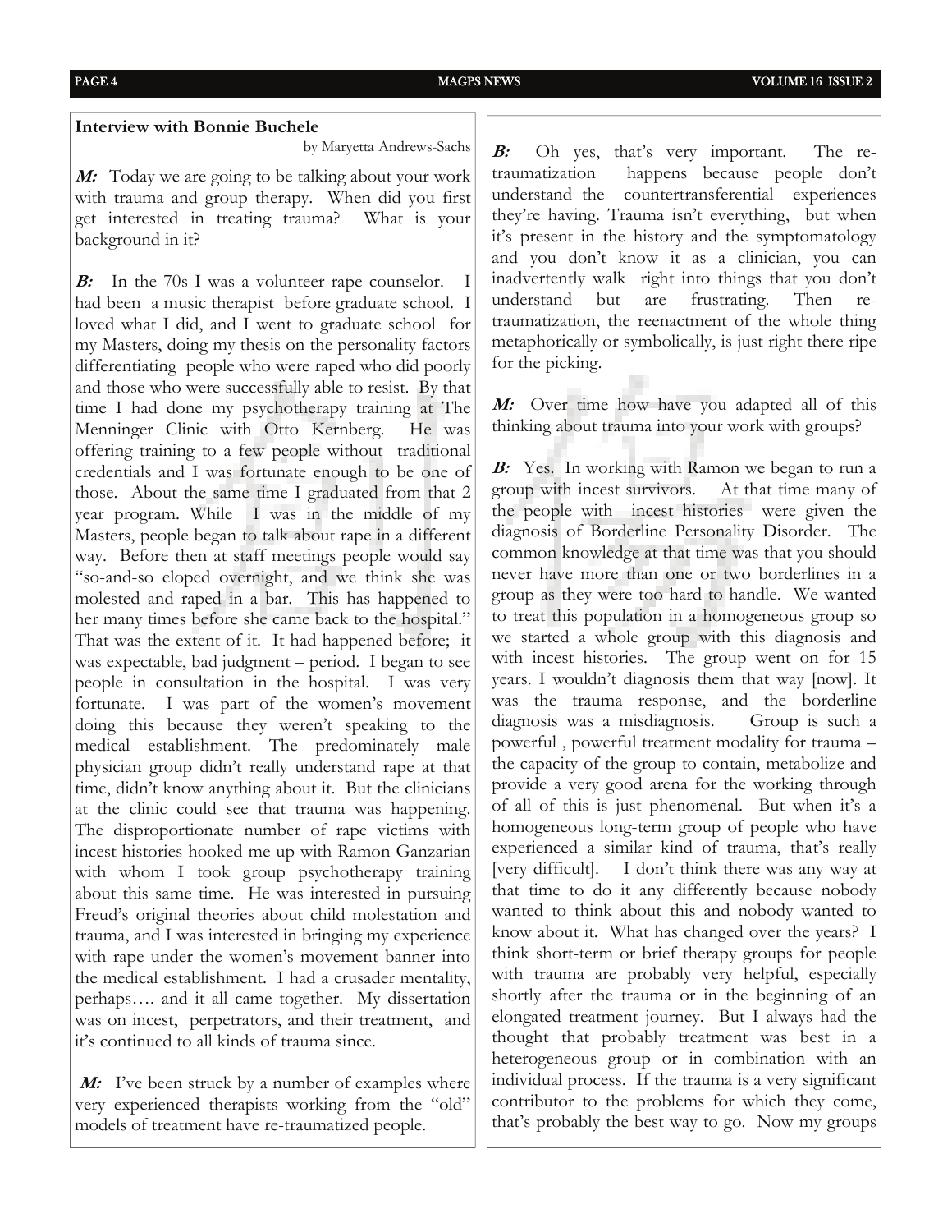## Interview with Bonnie Buchele

by Maryetta Andrews-Sachs

***M:*** Today we are going to be talking about your work with trauma and group therapy. When did you first get interested in treating trauma? What is your background in it?

***B:*** In the 70s I was a volunteer rape counselor. I had been a music therapist before graduate school. I loved what I did, and I went to graduate school for my Masters, doing my thesis on the personality factors differentiating people who were raped who did poorly and those who were successfully able to resist. By that time I had done my psychotherapy training at The Menninger Clinic with Otto Kernberg. He was offering training to a few people without traditional credentials and I was fortunate enough to be one of those. About the same time I graduated from that 2 year program. While I was in the middle of my Masters, people began to talk about rape in a different way. Before then at staff meetings people would say "so-and-so eloped overnight, and we think she was molested and raped in a bar. This has happened to her many times before she came back to the hospital." That was the extent of it. It had happened before; it was expectable, bad judgment – period. I began to see people in consultation in the hospital. I was very fortunate. I was part of the women's movement doing this because they weren't speaking to the medical establishment. The predominately male physician group didn't really understand rape at that time, didn't know anything about it. But the clinicians at the clinic could see that trauma was happening. The disproportionate number of rape victims with incest histories hooked me up with Ramon Ganzarian with whom I took group psychotherapy training about this same time. He was interested in pursuing Freud's original theories about child molestation and trauma, and I was interested in bringing my experience with rape under the women's movement banner into the medical establishment. I had a crusader mentality, perhaps…. and it all came together. My dissertation was on incest, perpetrators, and their treatment, and it's continued to all kinds of trauma since.

***M:*** I've been struck by a number of examples where very experienced therapists working from the "old" models of treatment have re-traumatized people.

***B:*** Oh yes, that's very important. The re-traumatization happens because people don't understand the countertransferential experiences they're having. Trauma isn't everything, but when it's present in the history and the symptomatology and you don't know it as a clinician, you can inadvertently walk right into things that you don't understand but are frustrating. Then re-traumatization, the reenactment of the whole thing metaphorically or symbolically, is just right there ripe for the picking.

***M:*** Over time how have you adapted all of this thinking about trauma into your work with groups?

***B:*** Yes. In working with Ramon we began to run a group with incest survivors. At that time many of the people with incest histories were given the diagnosis of Borderline Personality Disorder. The common knowledge at that time was that you should never have more than one or two borderlines in a group as they were too hard to handle. We wanted to treat this population in a homogeneous group so we started a whole group with this diagnosis and with incest histories. The group went on for 15 years. I wouldn't diagnosis them that way [now]. It was the trauma response, and the borderline diagnosis was a misdiagnosis. Group is such a powerful , powerful treatment modality for trauma – the capacity of the group to contain, metabolize and provide a very good arena for the working through of all of this is just phenomenal. But when it's a homogeneous long-term group of people who have experienced a similar kind of trauma, that's really [very difficult]. I don't think there was any way at that time to do it any differently because nobody wanted to think about this and nobody wanted to know about it. What has changed over the years? I think short-term or brief therapy groups for people with trauma are probably very helpful, especially shortly after the trauma or in the beginning of an elongated treatment journey. But I always had the thought that probably treatment was best in a heterogeneous group or in combination with an individual process. If the trauma is a very significant contributor to the problems for which they come, that's probably the best way to go. Now my groups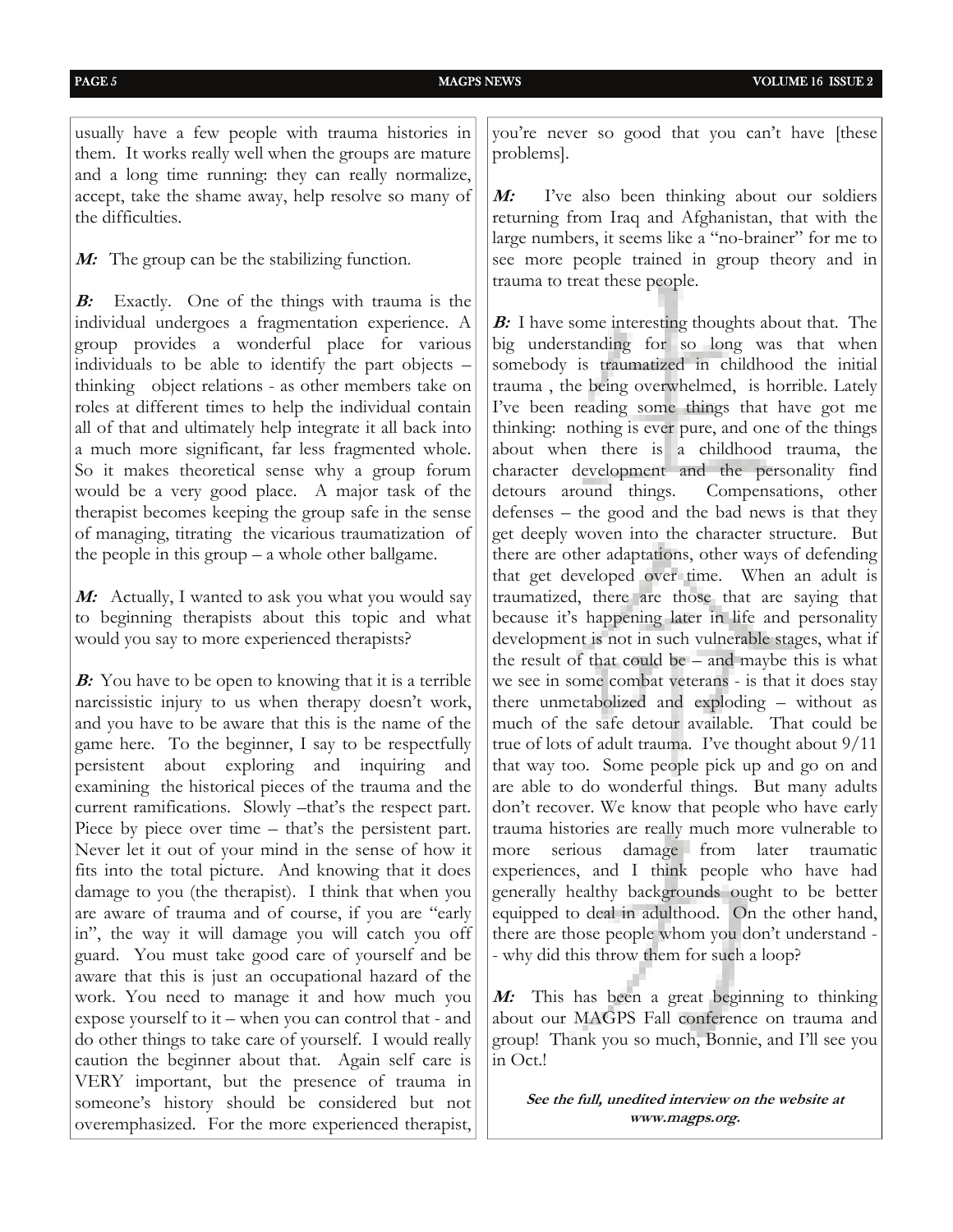usually have a few people with trauma histories in them. It works really well when the groups are mature and a long time running: they can really normalize, accept, take the shame away, help resolve so many of the difficulties.

***M:*** The group can be the stabilizing function.

***B:*** Exactly. One of the things with trauma is the individual undergoes a fragmentation experience. A group provides a wonderful place for various individuals to be able to identify the part objects – thinking object relations - as other members take on roles at different times to help the individual contain all of that and ultimately help integrate it all back into a much more significant, far less fragmented whole. So it makes theoretical sense why a group forum would be a very good place. A major task of the therapist becomes keeping the group safe in the sense of managing, titrating the vicarious traumatization of the people in this group – a whole other ballgame.

***M:*** Actually, I wanted to ask you what you would say to beginning therapists about this topic and what would you say to more experienced therapists?

***B:*** You have to be open to knowing that it is a terrible narcissistic injury to us when therapy doesn't work, and you have to be aware that this is the name of the game here. To the beginner, I say to be respectfully persistent about exploring and inquiring and examining the historical pieces of the trauma and the current ramifications. Slowly –that's the respect part. Piece by piece over time – that's the persistent part. Never let it out of your mind in the sense of how it fits into the total picture. And knowing that it does damage to you (the therapist). I think that when you are aware of trauma and of course, if you are "early in", the way it will damage you will catch you off guard. You must take good care of yourself and be aware that this is just an occupational hazard of the work. You need to manage it and how much you expose yourself to it – when you can control that - and do other things to take care of yourself. I would really caution the beginner about that. Again self care is VERY important, but the presence of trauma in someone's history should be considered but not overemphasized. For the more experienced therapist, you're never so good that you can't have [these problems].

***M:*** I've also been thinking about our soldiers returning from Iraq and Afghanistan, that with the large numbers, it seems like a "no-brainer" for me to see more people trained in group theory and in trauma to treat these people.

***B:*** I have some interesting thoughts about that. The big understanding for so long was that when somebody is traumatized in childhood the initial trauma , the being overwhelmed, is horrible. Lately I've been reading some things that have got me thinking: nothing is ever pure, and one of the things about when there is a childhood trauma, the character development and the personality find detours around things. Compensations, other defenses – the good and the bad news is that they get deeply woven into the character structure. But there are other adaptations, other ways of defending that get developed over time. When an adult is traumatized, there are those that are saying that because it's happening later in life and personality development is not in such vulnerable stages, what if the result of that could be – and maybe this is what we see in some combat veterans - is that it does stay there unmetabolized and exploding – without as much of the safe detour available. That could be true of lots of adult trauma. I've thought about 9/11 that way too. Some people pick up and go on and are able to do wonderful things. But many adults don't recover. We know that people who have early trauma histories are really much more vulnerable to more serious damage from later traumatic experiences, and I think people who have had generally healthy backgrounds ought to be better equipped to deal in adulthood. On the other hand, there are those people whom you don't understand -- why did this throw them for such a loop?

***M:*** This has been a great beginning to thinking about our MAGPS Fall conference on trauma and group! Thank you so much, Bonnie, and I'll see you in Oct.!

***See the full, unedited interview on the website at www.magps.org.***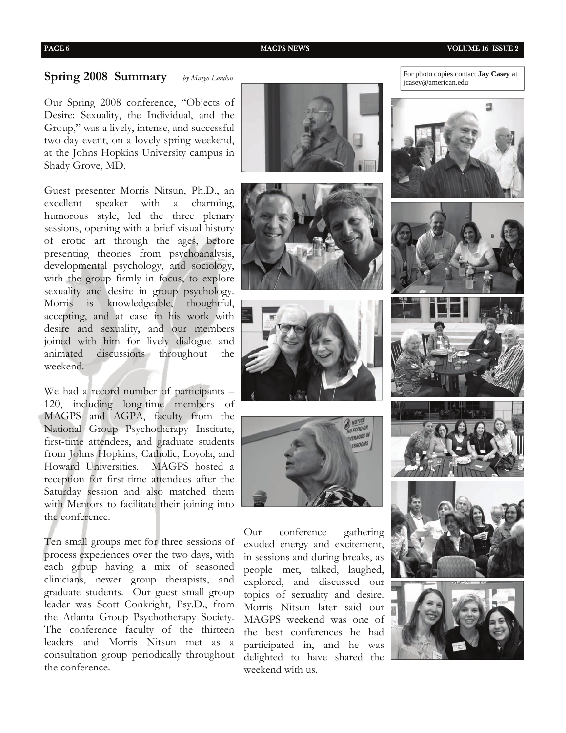## Spring 2008 Summary *by Margo London*

For photo copies contact **Jay Casey** at jcasey@american.edu

Our Spring 2008 conference, "Objects of Desire: Sexuality, the Individual, and the Group," was a lively, intense, and successful two-day event, on a lovely spring weekend, at the Johns Hopkins University campus in Shady Grove, MD.

Guest presenter Morris Nitsun, Ph.D., an excellent speaker with a charming, humorous style, led the three plenary sessions, opening with a brief visual history of erotic art through the ages, before presenting theories from psychoanalysis, developmental psychology, and sociology, with the group firmly in focus, to explore sexuality and desire in group psychology. Morris is knowledgeable, thoughtful, accepting, and at ease in his work with desire and sexuality, and our members joined with him for lively dialogue and animated discussions throughout the weekend.

We had a record number of participants – 120, including long-time members of MAGPS and AGPA, faculty from the National Group Psychotherapy Institute, first-time attendees, and graduate students from Johns Hopkins, Catholic, Loyola, and Howard Universities. MAGPS hosted a reception for first-time attendees after the Saturday session and also matched them with Mentors to facilitate their joining into the conference.

Ten small groups met for three sessions of process experiences over the two days, with each group having a mix of seasoned clinicians, newer group therapists, and graduate students. Our guest small group leader was Scott Conkright, Psy.D., from the Atlanta Group Psychotherapy Society. The conference faculty of the thirteen leaders and Morris Nitsun met as a consultation group periodically throughout the conference.

Our conference gathering exuded energy and excitement, in sessions and during breaks, as people met, talked, laughed, explored, and discussed our topics of sexuality and desire. Morris Nitsun later said our MAGPS weekend was one of the best conferences he had participated in, and he was delighted to have shared the weekend with us.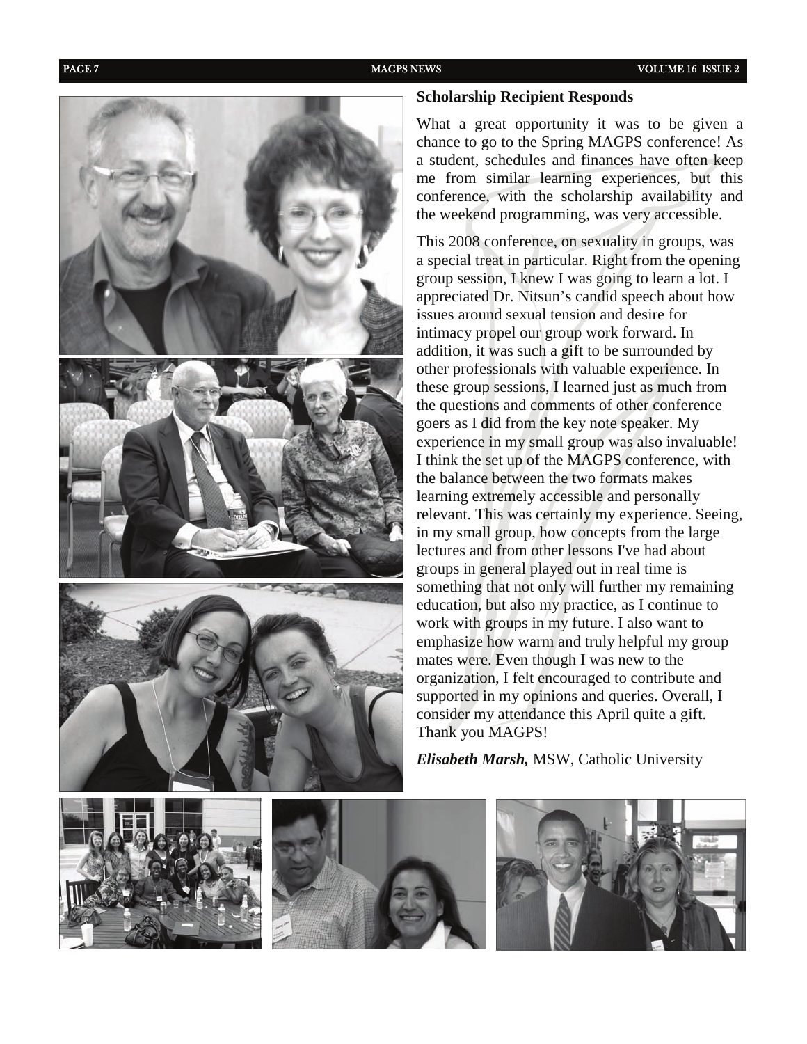## Scholarship Recipient Responds

What a great opportunity it was to be given a chance to go to the Spring MAGPS conference! As a student, schedules and finances have often keep me from similar learning experiences, but this conference, with the scholarship availability and the weekend programming, was very accessible.

This 2008 conference, on sexuality in groups, was a special treat in particular. Right from the opening group session, I knew I was going to learn a lot. I appreciated Dr. Nitsun's candid speech about how issues around sexual tension and desire for intimacy propel our group work forward. In addition, it was such a gift to be surrounded by other professionals with valuable experience. In these group sessions, I learned just as much from the questions and comments of other conference goers as I did from the key note speaker. My experience in my small group was also invaluable! I think the set up of the MAGPS conference, with the balance between the two formats makes learning extremely accessible and personally relevant. This was certainly my experience. Seeing, in my small group, how concepts from the large lectures and from other lessons I've had about groups in general played out in real time is something that not only will further my remaining education, but also my practice, as I continue to work with groups in my future. I also want to emphasize how warm and truly helpful my group mates were. Even though I was new to the organization, I felt encouraged to contribute and supported in my opinions and queries. Overall, I consider my attendance this April quite a gift. Thank you MAGPS!

***Elisabeth Marsh,*** MSW, Catholic University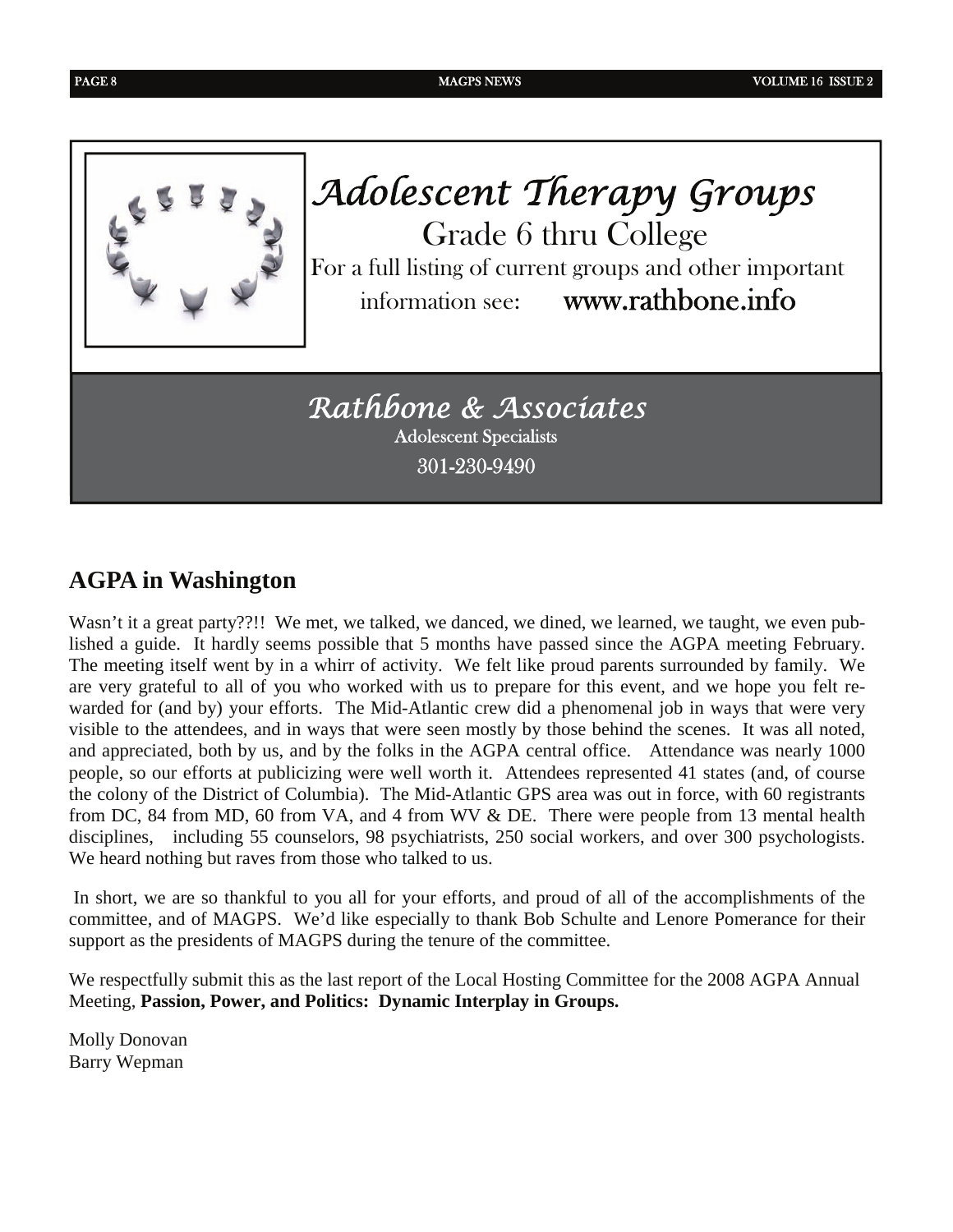## Adolescent Therapy Groups

Grade 6 thru College

For a full listing of current groups and other important information see: **www.rathbone.info**

*Rathbone & Associates*

Adolescent Specialists

301-230-9490

## AGPA in Washington

Wasn't it a great party??!! We met, we talked, we danced, we dined, we learned, we taught, we even published a guide. It hardly seems possible that 5 months have passed since the AGPA meeting February. The meeting itself went by in a whirr of activity. We felt like proud parents surrounded by family. We are very grateful to all of you who worked with us to prepare for this event, and we hope you felt rewarded for (and by) your efforts. The Mid-Atlantic crew did a phenomenal job in ways that were very visible to the attendees, and in ways that were seen mostly by those behind the scenes. It was all noted, and appreciated, both by us, and by the folks in the AGPA central office. Attendance was nearly 1000 people, so our efforts at publicizing were well worth it. Attendees represented 41 states (and, of course the colony of the District of Columbia). The Mid-Atlantic GPS area was out in force, with 60 registrants from DC, 84 from MD, 60 from VA, and 4 from WV & DE. There were people from 13 mental health disciplines, including 55 counselors, 98 psychiatrists, 250 social workers, and over 300 psychologists. We heard nothing but raves from those who talked to us.

In short, we are so thankful to you all for your efforts, and proud of all of the accomplishments of the committee, and of MAGPS. We'd like especially to thank Bob Schulte and Lenore Pomerance for their support as the presidents of MAGPS during the tenure of the committee.

We respectfully submit this as the last report of the Local Hosting Committee for the 2008 AGPA Annual Meeting, **Passion, Power, and Politics: Dynamic Interplay in Groups.**

Molly Donovan
Barry Wepman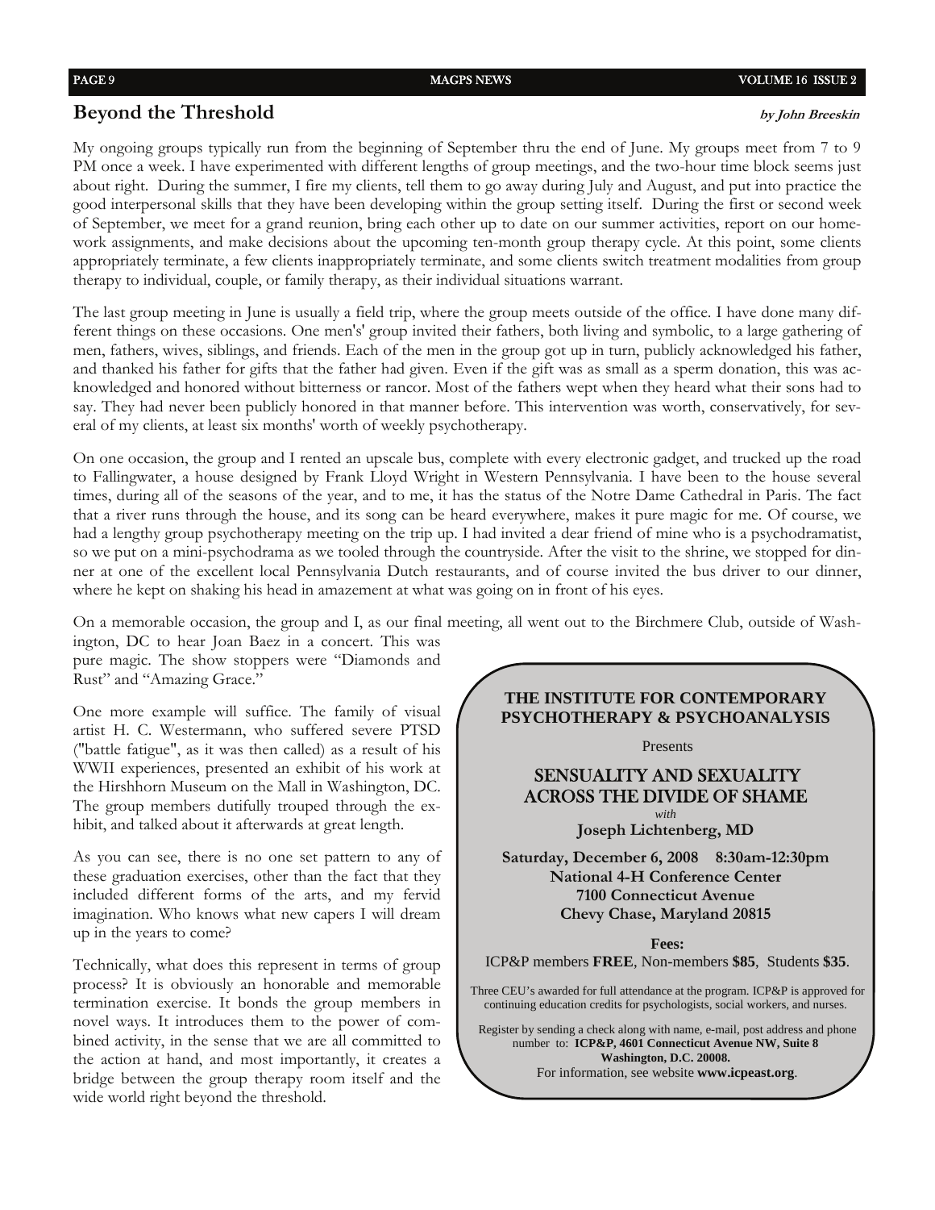## Beyond the Threshold

***by John Breeskin***

My ongoing groups typically run from the beginning of September thru the end of June. My groups meet from 7 to 9 PM once a week. I have experimented with different lengths of group meetings, and the two-hour time block seems just about right. During the summer, I fire my clients, tell them to go away during July and August, and put into practice the good interpersonal skills that they have been developing within the group setting itself. During the first or second week of September, we meet for a grand reunion, bring each other up to date on our summer activities, report on our homework assignments, and make decisions about the upcoming ten-month group therapy cycle. At this point, some clients appropriately terminate, a few clients inappropriately terminate, and some clients switch treatment modalities from group therapy to individual, couple, or family therapy, as their individual situations warrant.

The last group meeting in June is usually a field trip, where the group meets outside of the office. I have done many different things on these occasions. One men's' group invited their fathers, both living and symbolic, to a large gathering of men, fathers, wives, siblings, and friends. Each of the men in the group got up in turn, publicly acknowledged his father, and thanked his father for gifts that the father had given. Even if the gift was as small as a sperm donation, this was acknowledged and honored without bitterness or rancor. Most of the fathers wept when they heard what their sons had to say. They had never been publicly honored in that manner before. This intervention was worth, conservatively, for several of my clients, at least six months' worth of weekly psychotherapy.

On one occasion, the group and I rented an upscale bus, complete with every electronic gadget, and trucked up the road to Fallingwater, a house designed by Frank Lloyd Wright in Western Pennsylvania. I have been to the house several times, during all of the seasons of the year, and to me, it has the status of the Notre Dame Cathedral in Paris. The fact that a river runs through the house, and its song can be heard everywhere, makes it pure magic for me. Of course, we had a lengthy group psychotherapy meeting on the trip up. I had invited a dear friend of mine who is a psychodramatist, so we put on a mini-psychodrama as we tooled through the countryside. After the visit to the shrine, we stopped for dinner at one of the excellent local Pennsylvania Dutch restaurants, and of course invited the bus driver to our dinner, where he kept on shaking his head in amazement at what was going on in front of his eyes.

On a memorable occasion, the group and I, as our final meeting, all went out to the Birchmere Club, outside of Washington, DC to hear Joan Baez in a concert. This was pure magic. The show stoppers were "Diamonds and Rust" and "Amazing Grace."

One more example will suffice. The family of visual artist H. C. Westermann, who suffered severe PTSD ("battle fatigue", as it was then called) as a result of his WWII experiences, presented an exhibit of his work at the Hirshhorn Museum on the Mall in Washington, DC. The group members dutifully trouped through the exhibit, and talked about it afterwards at great length.

As you can see, there is no one set pattern to any of these graduation exercises, other than the fact that they included different forms of the arts, and my fervid imagination. Who knows what new capers I will dream up in the years to come?

Technically, what does this represent in terms of group process? It is obviously an honorable and memorable termination exercise. It bonds the group members in novel ways. It introduces them to the power of combined activity, in the sense that we are all committed to the action at hand, and most importantly, it creates a bridge between the group therapy room itself and the wide world right beyond the threshold.

---

**THE INSTITUTE FOR CONTEMPORARY PSYCHOTHERAPY & PSYCHOANALYSIS**

Presents

**SENSUALITY AND SEXUALITY ACROSS THE DIVIDE OF SHAME**

*with*

**Joseph Lichtenberg, MD**

**Saturday, December 6, 2008 8:30am-12:30pm**
**National 4-H Conference Center**
**7100 Connecticut Avenue**
**Chevy Chase, Maryland 20815**

**Fees:**
ICP&P members **FREE**, Non-members **$85**, Students **$35**.

Three CEU's awarded for full attendance at the program. ICP&P is approved for continuing education credits for psychologists, social workers, and nurses.

Register by sending a check along with name, e-mail, post address and phone number to: **ICP&P, 4601 Connecticut Avenue NW, Suite 8 Washington, D.C. 20008.**
For information, see website **www.icpeast.org**.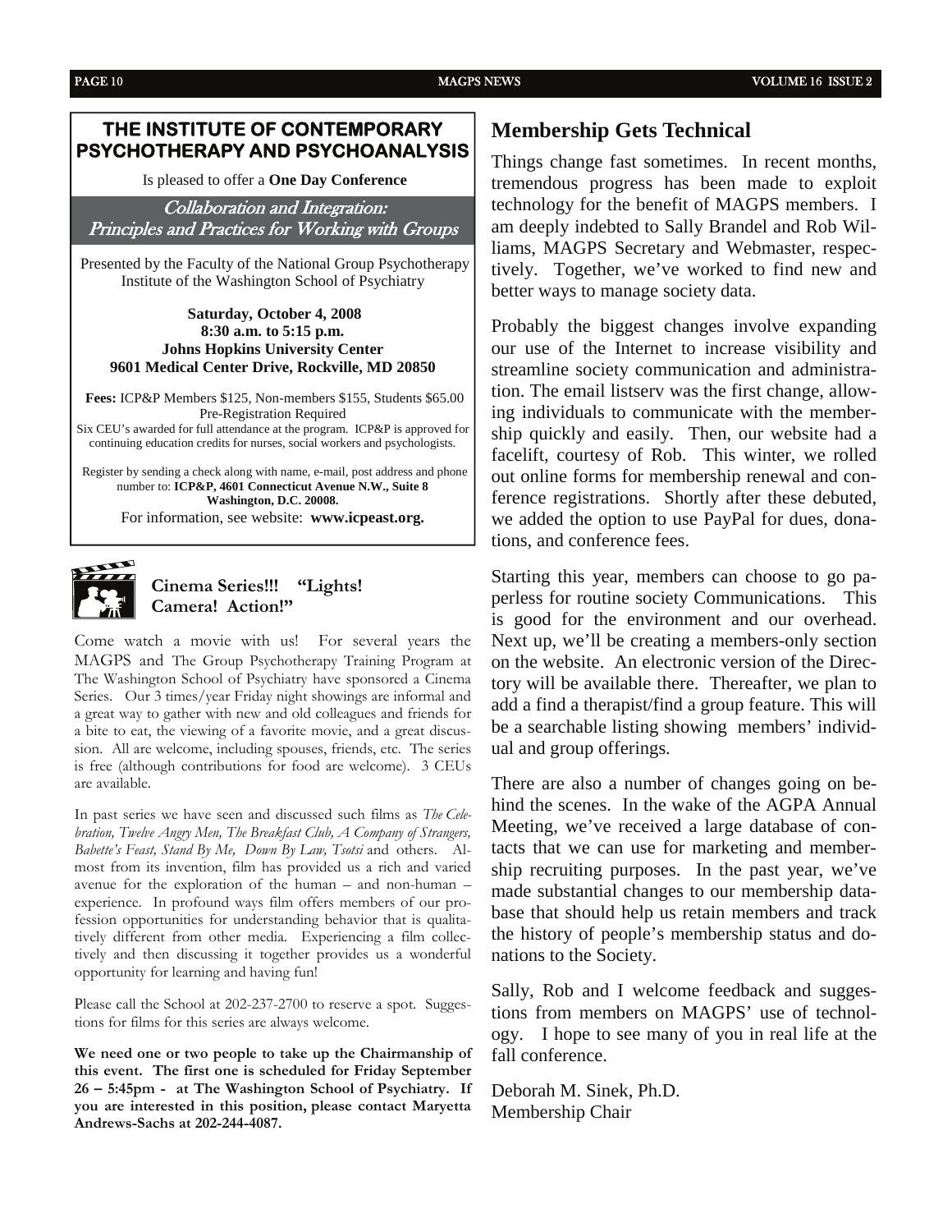## THE INSTITUTE OF CONTEMPORARY PSYCHOTHERAPY AND PSYCHOANALYSIS

Is pleased to offer a **One Day Conference**

### *Collaboration and Integration: Principles and Practices for Working with Groups*

Presented by the Faculty of the National Group Psychotherapy Institute of the Washington School of Psychiatry

**Saturday, October 4, 2008**
**8:30 a.m. to 5:15 p.m.**
**Johns Hopkins University Center**
**9601 Medical Center Drive, Rockville, MD 20850**

**Fees:** ICP&P Members $125, Non-members $155, Students $65.00
Pre-Registration Required
Six CEU's awarded for full attendance at the program. ICP&P is approved for continuing education credits for nurses, social workers and psychologists.

Register by sending a check along with name, e-mail, post address and phone number to: **ICP&P, 4601 Connecticut Avenue N.W., Suite 8 Washington, D.C. 20008.**
For information, see website: **www.icpeast.org.**

### Cinema Series!!! "Lights! Camera! Action!"

Come watch a movie with us! For several years the MAGPS and The Group Psychotherapy Training Program at The Washington School of Psychiatry have sponsored a Cinema Series. Our 3 times/year Friday night showings are informal and a great way to gather with new and old colleagues and friends for a bite to eat, the viewing of a favorite movie, and a great discussion. All are welcome, including spouses, friends, etc. The series is free (although contributions for food are welcome). 3 CEUs are available.

In past series we have seen and discussed such films as *The Celebration, Twelve Angry Men, The Breakfast Club, A Company of Strangers, Babette's Feast, Stand By Me, Down By Law, Tsotsi* and others. Almost from its invention, film has provided us a rich and varied avenue for the exploration of the human – and non-human – experience. In profound ways film offers members of our profession opportunities for understanding behavior that is qualitatively different from other media. Experiencing a film collectively and then discussing it together provides us a wonderful opportunity for learning and having fun!

Please call the School at 202-237-2700 to reserve a spot. Suggestions for films for this series are always welcome.

**We need one or two people to take up the Chairmanship of this event. The first one is scheduled for Friday September 26 – 5:45pm - at The Washington School of Psychiatry. If you are interested in this position, please contact Maryetta Andrews-Sachs at 202-244-4087.**

## Membership Gets Technical

Things change fast sometimes. In recent months, tremendous progress has been made to exploit technology for the benefit of MAGPS members. I am deeply indebted to Sally Brandel and Rob Williams, MAGPS Secretary and Webmaster, respectively. Together, we've worked to find new and better ways to manage society data.

Probably the biggest changes involve expanding our use of the Internet to increase visibility and streamline society communication and administration. The email listserv was the first change, allowing individuals to communicate with the membership quickly and easily. Then, our website had a facelift, courtesy of Rob. This winter, we rolled out online forms for membership renewal and conference registrations. Shortly after these debuted, we added the option to use PayPal for dues, donations, and conference fees.

Starting this year, members can choose to go paperless for routine society Communications. This is good for the environment and our overhead. Next up, we'll be creating a members-only section on the website. An electronic version of the Directory will be available there. Thereafter, we plan to add a find a therapist/find a group feature. This will be a searchable listing showing members' individual and group offerings.

There are also a number of changes going on behind the scenes. In the wake of the AGPA Annual Meeting, we've received a large database of contacts that we can use for marketing and membership recruiting purposes. In the past year, we've made substantial changes to our membership database that should help us retain members and track the history of people's membership status and donations to the Society.

Sally, Rob and I welcome feedback and suggestions from members on MAGPS' use of technology. I hope to see many of you in real life at the fall conference.

Deborah M. Sinek, Ph.D.
Membership Chair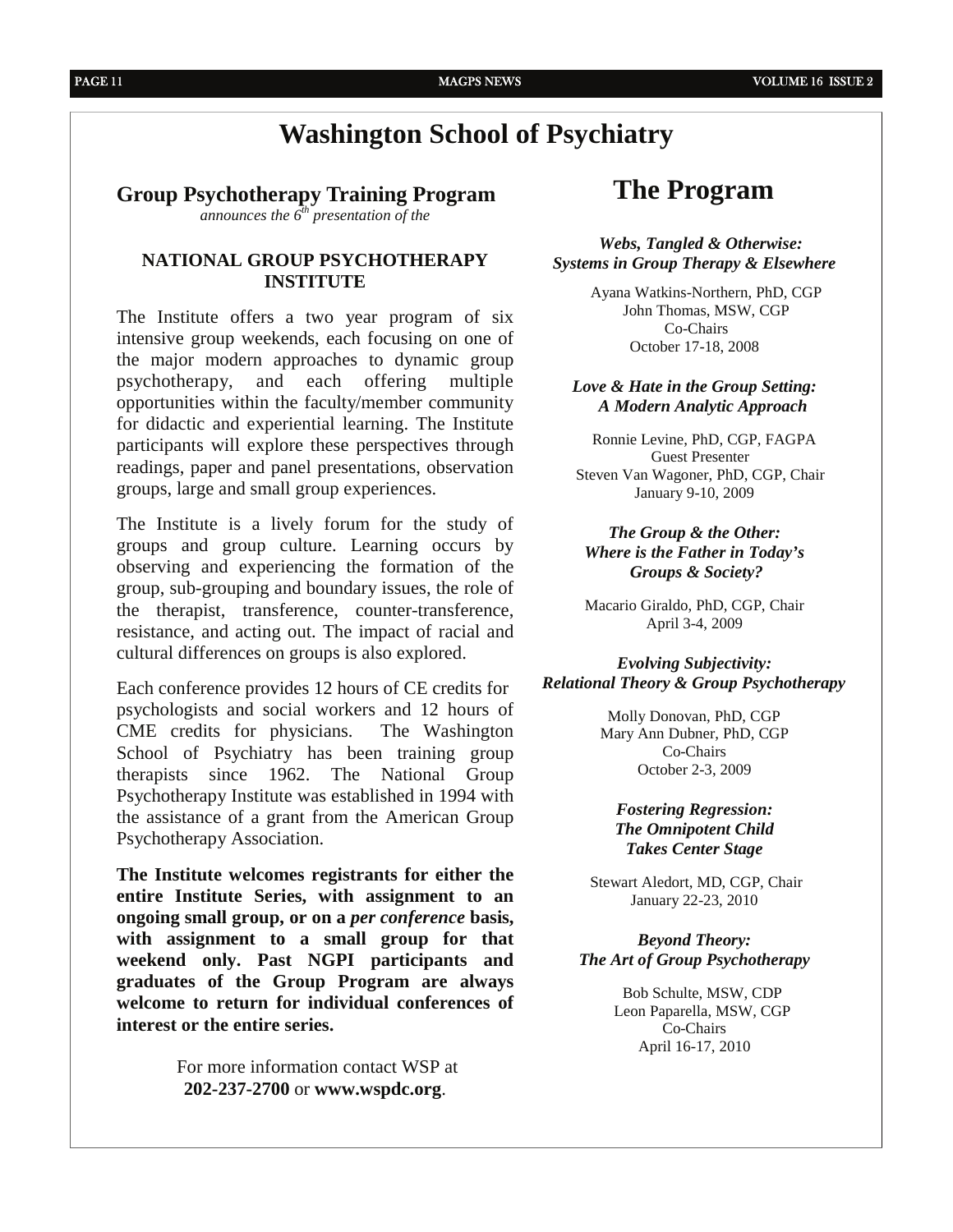# Washington School of Psychiatry

## Group Psychotherapy Training Program

*announces the 6th presentation of the*

### NATIONAL GROUP PSYCHOTHERAPY INSTITUTE

The Institute offers a two year program of six intensive group weekends, each focusing on one of the major modern approaches to dynamic group psychotherapy, and each offering multiple opportunities within the faculty/member community for didactic and experiential learning. The Institute participants will explore these perspectives through readings, paper and panel presentations, observation groups, large and small group experiences.

The Institute is a lively forum for the study of groups and group culture. Learning occurs by observing and experiencing the formation of the group, sub-grouping and boundary issues, the role of the therapist, transference, counter-transference, resistance, and acting out. The impact of racial and cultural differences on groups is also explored.

Each conference provides 12 hours of CE credits for psychologists and social workers and 12 hours of CME credits for physicians. The Washington School of Psychiatry has been training group therapists since 1962. The National Group Psychotherapy Institute was established in 1994 with the assistance of a grant from the American Group Psychotherapy Association.

**The Institute welcomes registrants for either the entire Institute Series, with assignment to an ongoing small group, or on a *per conference* basis, with assignment to a small group for that weekend only. Past NGPI participants and graduates of the Group Program are always welcome to return for individual conferences of interest or the entire series.**

For more information contact WSP at **202-237-2700** or **www.wspdc.org**.

## The Program

***Webs, Tangled & Otherwise: Systems in Group Therapy & Elsewhere***

Ayana Watkins-Northern, PhD, CGP
John Thomas, MSW, CGP
Co-Chairs
October 17-18, 2008

***Love & Hate in the Group Setting: A Modern Analytic Approach***

Ronnie Levine, PhD, CGP, FAGPA
Guest Presenter
Steven Van Wagoner, PhD, CGP, Chair
January 9-10, 2009

***The Group & the Other: Where is the Father in Today's Groups & Society?***

Macario Giraldo, PhD, CGP, Chair
April 3-4, 2009

***Evolving Subjectivity: Relational Theory & Group Psychotherapy***

Molly Donovan, PhD, CGP
Mary Ann Dubner, PhD, CGP
Co-Chairs
October 2-3, 2009

***Fostering Regression: The Omnipotent Child Takes Center Stage***

Stewart Aledort, MD, CGP, Chair
January 22-23, 2010

***Beyond Theory: The Art of Group Psychotherapy***

Bob Schulte, MSW, CDP
Leon Paparella, MSW, CGP
Co-Chairs
April 16-17, 2010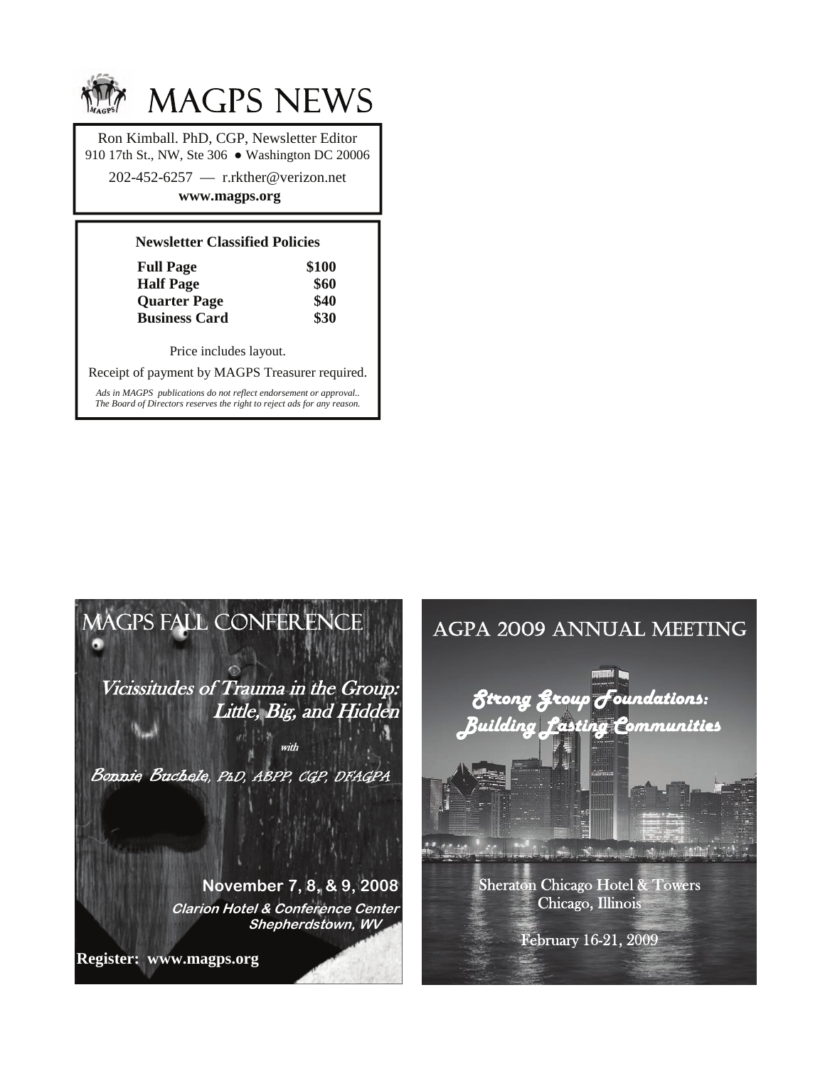# MAGPS NEWS

Ron Kimball. PhD, CGP, Newsletter Editor
910 17th St., NW, Ste 306 ● Washington DC 20006

202-452-6257 — r.rkther@verizon.net

**www.magps.org**

**Newsletter Classified Policies**

| | |
|---|---|
| **Full Page** | **$100** |
| **Half Page** | **$60** |
| **Quarter Page** | **$40** |
| **Business Card** | **$30** |

Price includes layout.

Receipt of payment by MAGPS Treasurer required.

*Ads in MAGPS publications do not reflect endorsement or approval.. The Board of Directors reserves the right to reject ads for any reason.*

## MAGPS FALL CONFERENCE

*Vicissitudes of Trauma in the Group: Little, Big, and Hidden*

*with*

*Bonnie Buchele, PhD, ABPP, CGP, DFAGPA*

**November 7, 8, & 9, 2008**

***Clarion Hotel & Conference Center***
***Shepherdstown, WV***

**Register: www.magps.org**

## AGPA 2009 ANNUAL MEETING

*Strong Group Foundations: Building Lasting Communities*

Sheraton Chicago Hotel & Towers
Chicago, Illinois

February 16-21, 2009